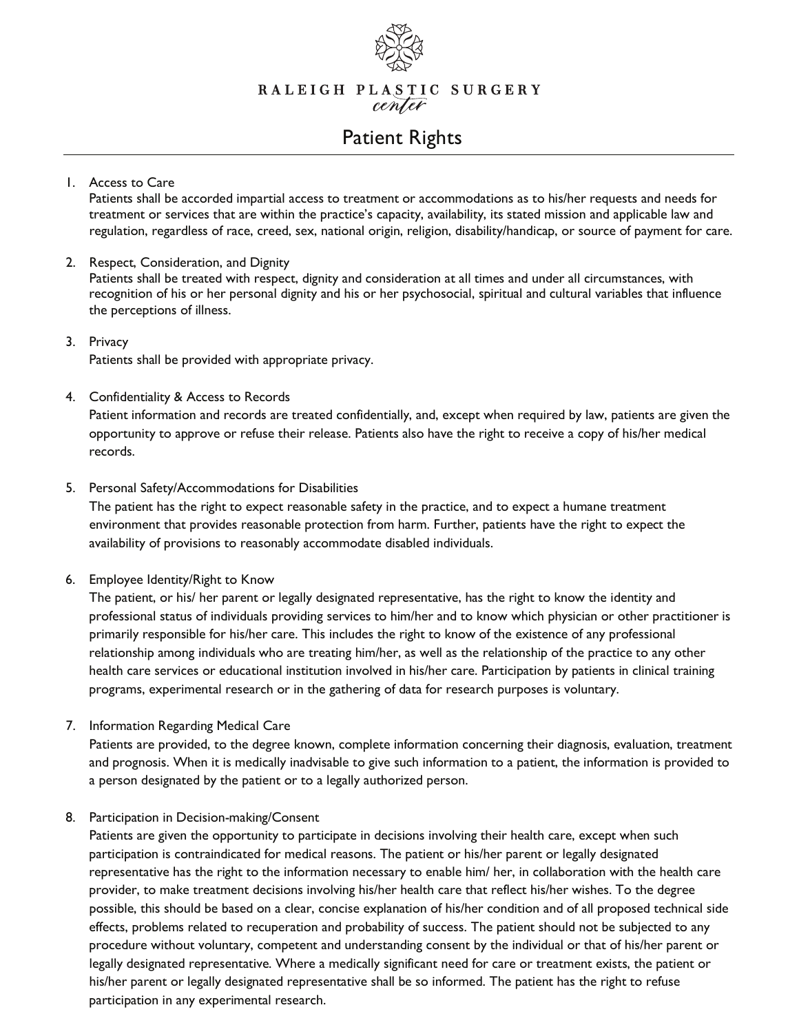RALEIGH PLASTIC SURGERY *center*

# Patient Rights

1. Access to Care
   Patients shall be accorded impartial access to treatment or accommodations as to his/her requests and needs for treatment or services that are within the practice's capacity, availability, its stated mission and applicable law and regulation, regardless of race, creed, sex, national origin, religion, disability/handicap, or source of payment for care.

2. Respect, Consideration, and Dignity
   Patients shall be treated with respect, dignity and consideration at all times and under all circumstances, with recognition of his or her personal dignity and his or her psychosocial, spiritual and cultural variables that influence the perceptions of illness.

3. Privacy
   Patients shall be provided with appropriate privacy.

4. Confidentiality & Access to Records
   Patient information and records are treated confidentially, and, except when required by law, patients are given the opportunity to approve or refuse their release. Patients also have the right to receive a copy of his/her medical records.

5. Personal Safety/Accommodations for Disabilities
   The patient has the right to expect reasonable safety in the practice, and to expect a humane treatment environment that provides reasonable protection from harm. Further, patients have the right to expect the availability of provisions to reasonably accommodate disabled individuals.

6. Employee Identity/Right to Know
   The patient, or his/ her parent or legally designated representative, has the right to know the identity and professional status of individuals providing services to him/her and to know which physician or other practitioner is primarily responsible for his/her care. This includes the right to know of the existence of any professional relationship among individuals who are treating him/her, as well as the relationship of the practice to any other health care services or educational institution involved in his/her care. Participation by patients in clinical training programs, experimental research or in the gathering of data for research purposes is voluntary.

7. Information Regarding Medical Care
   Patients are provided, to the degree known, complete information concerning their diagnosis, evaluation, treatment and prognosis. When it is medically inadvisable to give such information to a patient, the information is provided to a person designated by the patient or to a legally authorized person.

8. Participation in Decision-making/Consent
   Patients are given the opportunity to participate in decisions involving their health care, except when such participation is contraindicated for medical reasons. The patient or his/her parent or legally designated representative has the right to the information necessary to enable him/ her, in collaboration with the health care provider, to make treatment decisions involving his/her health care that reflect his/her wishes. To the degree possible, this should be based on a clear, concise explanation of his/her condition and of all proposed technical side effects, problems related to recuperation and probability of success. The patient should not be subjected to any procedure without voluntary, competent and understanding consent by the individual or that of his/her parent or legally designated representative. Where a medically significant need for care or treatment exists, the patient or his/her parent or legally designated representative shall be so informed. The patient has the right to refuse participation in any experimental research.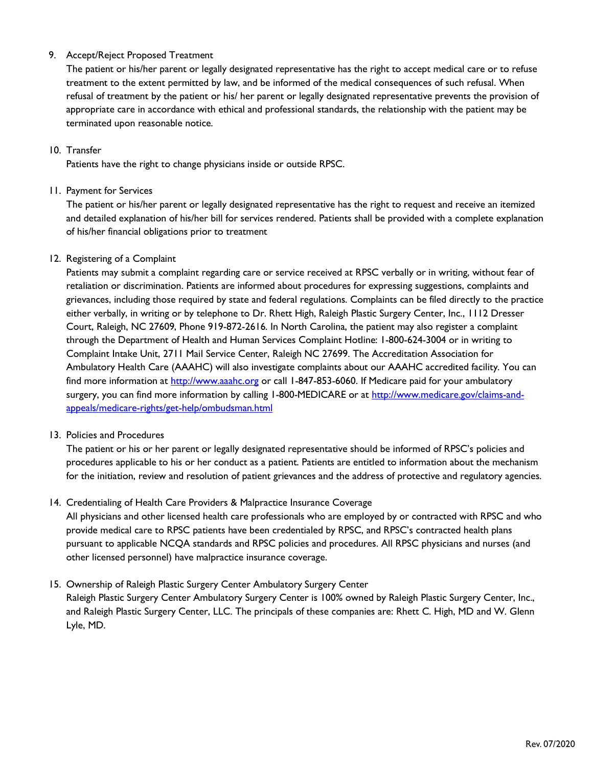9. Accept/Reject Proposed Treatment

   The patient or his/her parent or legally designated representative has the right to accept medical care or to refuse treatment to the extent permitted by law, and be informed of the medical consequences of such refusal. When refusal of treatment by the patient or his/ her parent or legally designated representative prevents the provision of appropriate care in accordance with ethical and professional standards, the relationship with the patient may be terminated upon reasonable notice.

10. Transfer

    Patients have the right to change physicians inside or outside RPSC.

11. Payment for Services

    The patient or his/her parent or legally designated representative has the right to request and receive an itemized and detailed explanation of his/her bill for services rendered. Patients shall be provided with a complete explanation of his/her financial obligations prior to treatment

12. Registering of a Complaint

    Patients may submit a complaint regarding care or service received at RPSC verbally or in writing, without fear of retaliation or discrimination. Patients are informed about procedures for expressing suggestions, complaints and grievances, including those required by state and federal regulations. Complaints can be filed directly to the practice either verbally, in writing or by telephone to Dr. Rhett High, Raleigh Plastic Surgery Center, Inc., 1112 Dresser Court, Raleigh, NC 27609, Phone 919-872-2616. In North Carolina, the patient may also register a complaint through the Department of Health and Human Services Complaint Hotline: 1-800-624-3004 or in writing to Complaint Intake Unit, 2711 Mail Service Center, Raleigh NC 27699. The Accreditation Association for Ambulatory Health Care (AAAHC) will also investigate complaints about our AAAHC accredited facility. You can find more information at [http://www.aaahc.org](http://www.aaahc.org) or call 1-847-853-6060. If Medicare paid for your ambulatory surgery, you can find more information by calling 1-800-MEDICARE or at [http://www.medicare.gov/claims-and-appeals/medicare-rights/get-help/ombudsman.html](http://www.medicare.gov/claims-and-appeals/medicare-rights/get-help/ombudsman.html)

13. Policies and Procedures

    The patient or his or her parent or legally designated representative should be informed of RPSC's policies and procedures applicable to his or her conduct as a patient. Patients are entitled to information about the mechanism for the initiation, review and resolution of patient grievances and the address of protective and regulatory agencies.

14. Credentialing of Health Care Providers & Malpractice Insurance Coverage

    All physicians and other licensed health care professionals who are employed by or contracted with RPSC and who provide medical care to RPSC patients have been credentialed by RPSC, and RPSC's contracted health plans pursuant to applicable NCQA standards and RPSC policies and procedures. All RPSC physicians and nurses (and other licensed personnel) have malpractice insurance coverage.

15. Ownership of Raleigh Plastic Surgery Center Ambulatory Surgery Center

    Raleigh Plastic Surgery Center Ambulatory Surgery Center is 100% owned by Raleigh Plastic Surgery Center, Inc., and Raleigh Plastic Surgery Center, LLC. The principals of these companies are: Rhett C. High, MD and W. Glenn Lyle, MD.

Rev. 07/2020